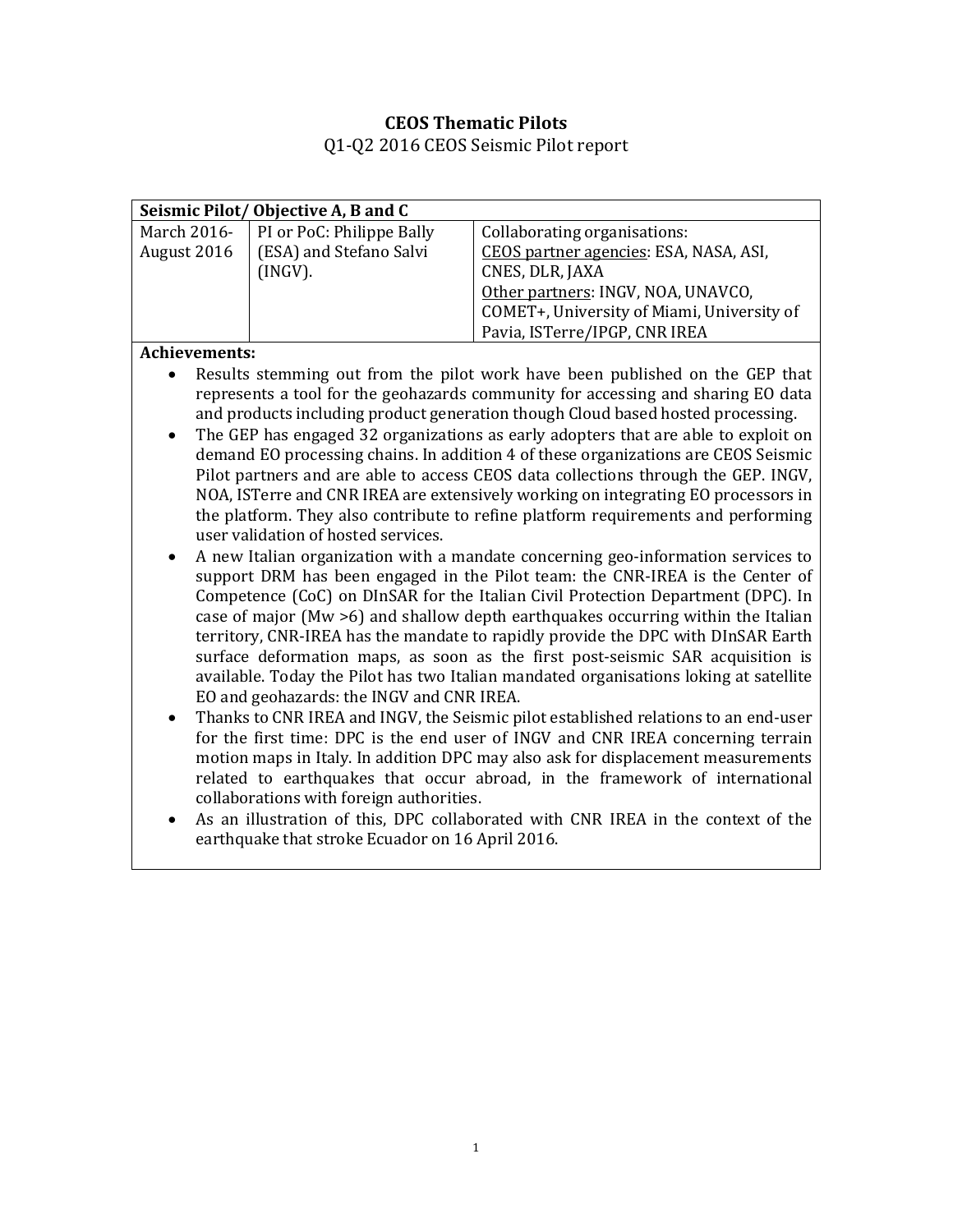# CEOS Thematic Pilots

Q1-Q2 2016 CEOS Seismic Pilot report

| Seismic Pilot/ Objective A, B and C | | |
|---|---|---|
| March 2016-August 2016 | PI or PoC: Philippe Bally (ESA) and Stefano Salvi (INGV). | Collaborating organisations:<br>CEOS partner agencies: ESA, NASA, ASI, CNES, DLR, JAXA<br>Other partners: INGV, NOA, UNAVCO, COMET+, University of Miami, University of Pavia, ISTerre/IPGP, CNR IREA |

**Achievements:**

- Results stemming out from the pilot work have been published on the GEP that represents a tool for the geohazards community for accessing and sharing EO data and products including product generation though Cloud based hosted processing.
- The GEP has engaged 32 organizations as early adopters that are able to exploit on demand EO processing chains. In addition 4 of these organizations are CEOS Seismic Pilot partners and are able to access CEOS data collections through the GEP. INGV, NOA, ISTerre and CNR IREA are extensively working on integrating EO processors in the platform. They also contribute to refine platform requirements and performing user validation of hosted services.
- A new Italian organization with a mandate concerning geo-information services to support DRM has been engaged in the Pilot team: the CNR-IREA is the Center of Competence (CoC) on DInSAR for the Italian Civil Protection Department (DPC). In case of major (Mw >6) and shallow depth earthquakes occurring within the Italian territory, CNR-IREA has the mandate to rapidly provide the DPC with DInSAR Earth surface deformation maps, as soon as the first post-seismic SAR acquisition is available. Today the Pilot has two Italian mandated organisations loking at satellite EO and geohazards: the INGV and CNR IREA.
- Thanks to CNR IREA and INGV, the Seismic pilot established relations to an end-user for the first time: DPC is the end user of INGV and CNR IREA concerning terrain motion maps in Italy. In addition DPC may also ask for displacement measurements related to earthquakes that occur abroad, in the framework of international collaborations with foreign authorities.
- As an illustration of this, DPC collaborated with CNR IREA in the context of the earthquake that stroke Ecuador on 16 April 2016.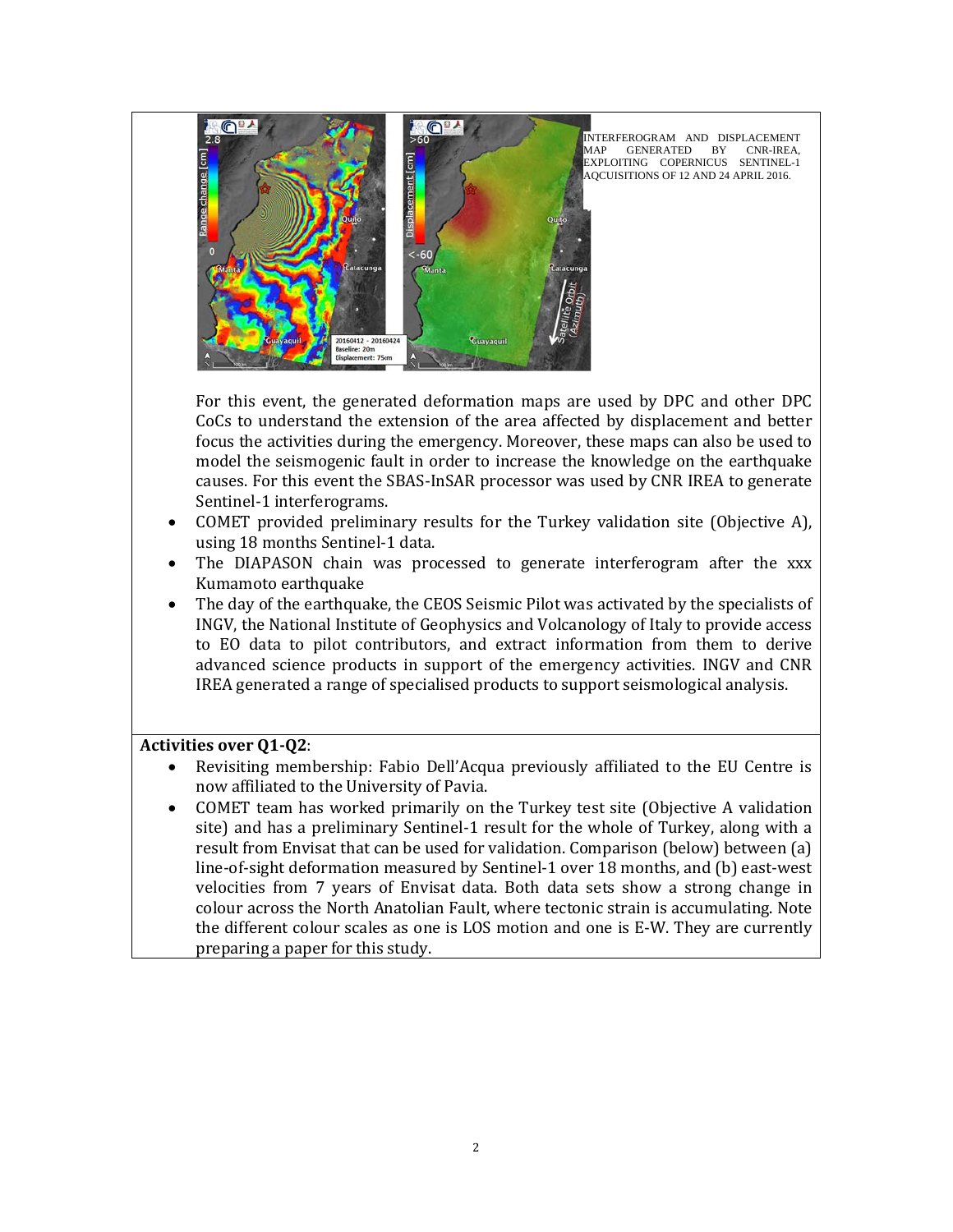INTERFEROGRAM AND DISPLACEMENT MAP GENERATED BY CNR-IREA, EXPLOITING COPERNICUS SENTINEL-1 AQCUISITIONS OF 12 AND 24 APRIL 2016.

For this event, the generated deformation maps are used by DPC and other DPC CoCs to understand the extension of the area affected by displacement and better focus the activities during the emergency. Moreover, these maps can also be used to model the seismogenic fault in order to increase the knowledge on the earthquake causes. For this event the SBAS-InSAR processor was used by CNR IREA to generate Sentinel-1 interferograms.

- COMET provided preliminary results for the Turkey validation site (Objective A), using 18 months Sentinel-1 data.
- The DIAPASON chain was processed to generate interferogram after the xxx Kumamoto earthquake
- The day of the earthquake, the CEOS Seismic Pilot was activated by the specialists of INGV, the National Institute of Geophysics and Volcanology of Italy to provide access to EO data to pilot contributors, and extract information from them to derive advanced science products in support of the emergency activities. INGV and CNR IREA generated a range of specialised products to support seismological analysis.

**Activities over Q1-Q2**:

- Revisiting membership: Fabio Dell'Acqua previously affiliated to the EU Centre is now affiliated to the University of Pavia.
- COMET team has worked primarily on the Turkey test site (Objective A validation site) and has a preliminary Sentinel-1 result for the whole of Turkey, along with a result from Envisat that can be used for validation. Comparison (below) between (a) line-of-sight deformation measured by Sentinel-1 over 18 months, and (b) east-west velocities from 7 years of Envisat data. Both data sets show a strong change in colour across the North Anatolian Fault, where tectonic strain is accumulating. Note the different colour scales as one is LOS motion and one is E-W. They are currently preparing a paper for this study.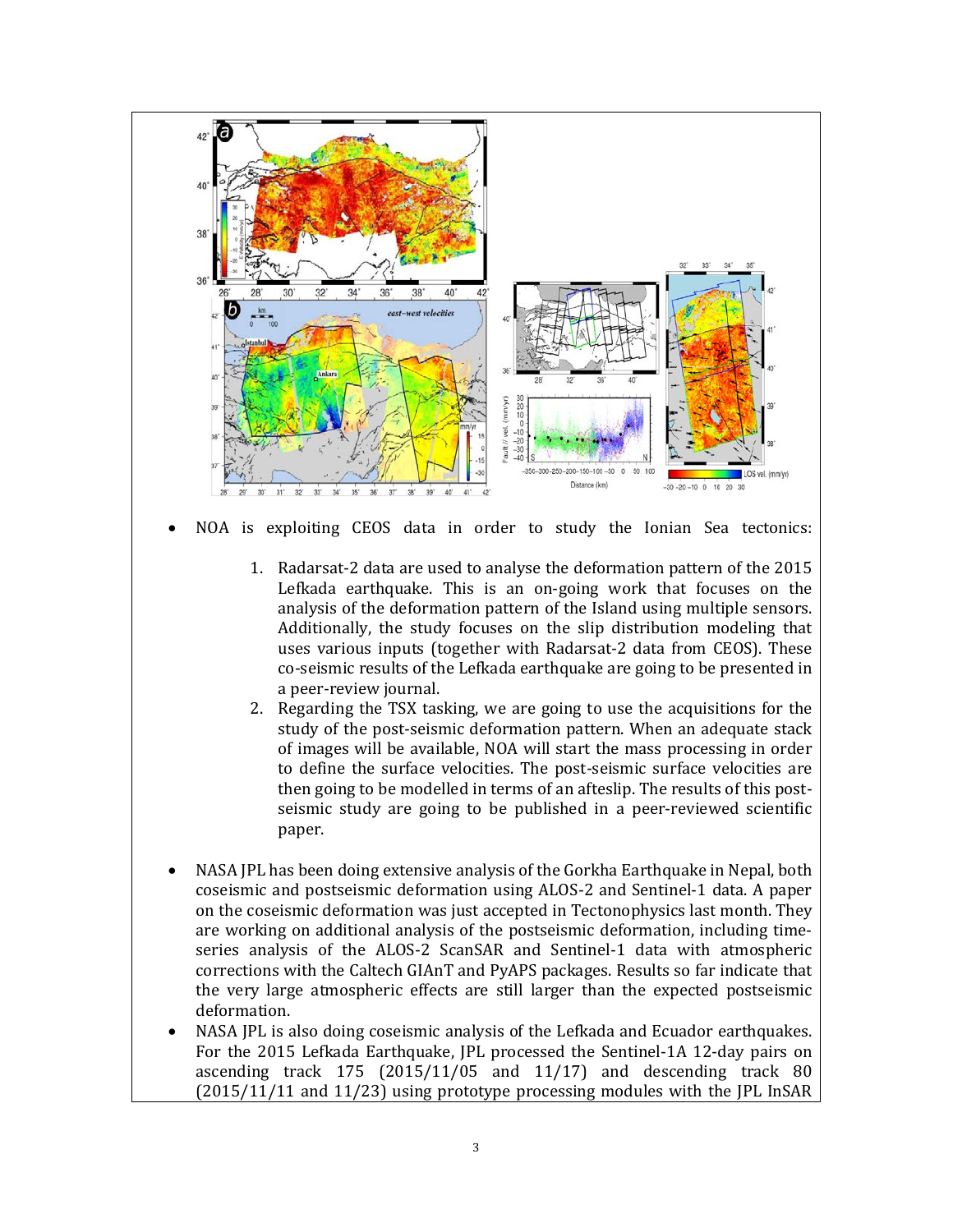- NOA is exploiting CEOS data in order to study the Ionian Sea tectonics:

    1. Radarsat-2 data are used to analyse the deformation pattern of the 2015 Lefkada earthquake. This is an on-going work that focuses on the analysis of the deformation pattern of the Island using multiple sensors. Additionally, the study focuses on the slip distribution modeling that uses various inputs (together with Radarsat-2 data from CEOS). These co-seismic results of the Lefkada earthquake are going to be presented in a peer-review journal.
    2. Regarding the TSX tasking, we are going to use the acquisitions for the study of the post-seismic deformation pattern. When an adequate stack of images will be available, NOA will start the mass processing in order to define the surface velocities. The post-seismic surface velocities are then going to be modelled in terms of an afteslip. The results of this post-seismic study are going to be published in a peer-reviewed scientific paper.

- NASA JPL has been doing extensive analysis of the Gorkha Earthquake in Nepal, both coseismic and postseismic deformation using ALOS-2 and Sentinel-1 data. A paper on the coseismic deformation was just accepted in Tectonophysics last month. They are working on additional analysis of the postseismic deformation, including time-series analysis of the ALOS-2 ScanSAR and Sentinel-1 data with atmospheric corrections with the Caltech GIAnT and PyAPS packages. Results so far indicate that the very large atmospheric effects are still larger than the expected postseismic deformation.
- NASA JPL is also doing coseismic analysis of the Lefkada and Ecuador earthquakes. For the 2015 Lefkada Earthquake, JPL processed the Sentinel-1A 12-day pairs on ascending track 175 (2015/11/05 and 11/17) and descending track 80 (2015/11/11 and 11/23) using prototype processing modules with the JPL InSAR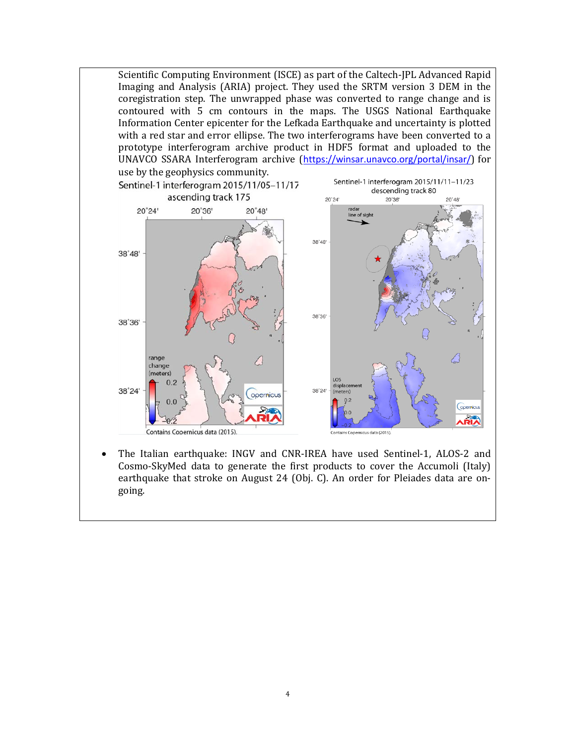Scientific Computing Environment (ISCE) as part of the Caltech-JPL Advanced Rapid Imaging and Analysis (ARIA) project. They used the SRTM version 3 DEM in the coregistration step. The unwrapped phase was converted to range change and is contoured with 5 cm contours in the maps. The USGS National Earthquake Information Center epicenter for the Lefkada Earthquake and uncertainty is plotted with a red star and error ellipse. The two interferograms have been converted to a prototype interferogram archive product in HDF5 format and uploaded to the UNAVCO SSARA Interferogram archive (https://winsar.unavco.org/portal/insar/) for use by the geophysics community.

- The Italian earthquake: INGV and CNR-IREA have used Sentinel-1, ALOS-2 and Cosmo-SkyMed data to generate the first products to cover the Accumoli (Italy) earthquake that stroke on August 24 (Obj. C). An order for Pleiades data are on-going.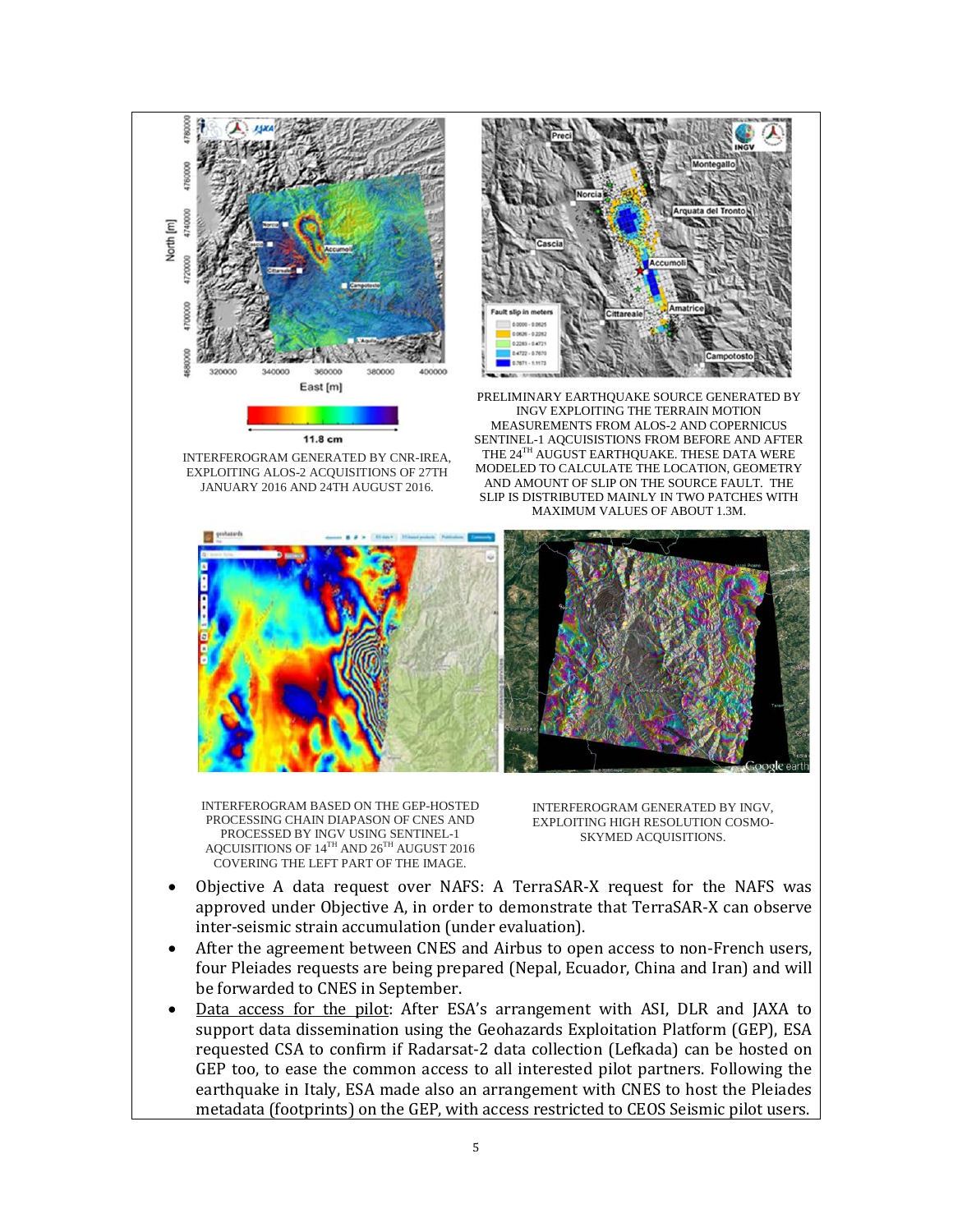INTERFEROGRAM GENERATED BY CNR-IREA, EXPLOITING ALOS-2 ACQUISITIONS OF 27TH JANUARY 2016 AND 24TH AUGUST 2016.

PRELIMINARY EARTHQUAKE SOURCE GENERATED BY INGV EXPLOITING THE TERRAIN MOTION MEASUREMENTS FROM ALOS-2 AND COPERNICUS SENTINEL-1 AQCUISISTIONS FROM BEFORE AND AFTER THE 24TH AUGUST EARTHQUAKE. THESE DATA WERE MODELED TO CALCULATE THE LOCATION, GEOMETRY AND AMOUNT OF SLIP ON THE SOURCE FAULT. THE SLIP IS DISTRIBUTED MAINLY IN TWO PATCHES WITH MAXIMUM VALUES OF ABOUT 1.3M.

INTERFEROGRAM BASED ON THE GEP-HOSTED PROCESSING CHAIN DIAPASON OF CNES AND PROCESSED BY INGV USING SENTINEL-1 AQCUISITIONS OF 14TH AND 26TH AUGUST 2016 COVERING THE LEFT PART OF THE IMAGE.

INTERFEROGRAM GENERATED BY INGV, EXPLOITING HIGH RESOLUTION COSMO-SKYMED ACQUISITIONS.

- Objective A data request over NAFS: A TerraSAR-X request for the NAFS was approved under Objective A, in order to demonstrate that TerraSAR-X can observe inter-seismic strain accumulation (under evaluation).
- After the agreement between CNES and Airbus to open access to non-French users, four Pleiades requests are being prepared (Nepal, Ecuador, China and Iran) and will be forwarded to CNES in September.
- Data access for the pilot: After ESA's arrangement with ASI, DLR and JAXA to support data dissemination using the Geohazards Exploitation Platform (GEP), ESA requested CSA to confirm if Radarsat-2 data collection (Lefkada) can be hosted on GEP too, to ease the common access to all interested pilot partners. Following the earthquake in Italy, ESA made also an arrangement with CNES to host the Pleiades metadata (footprints) on the GEP, with access restricted to CEOS Seismic pilot users.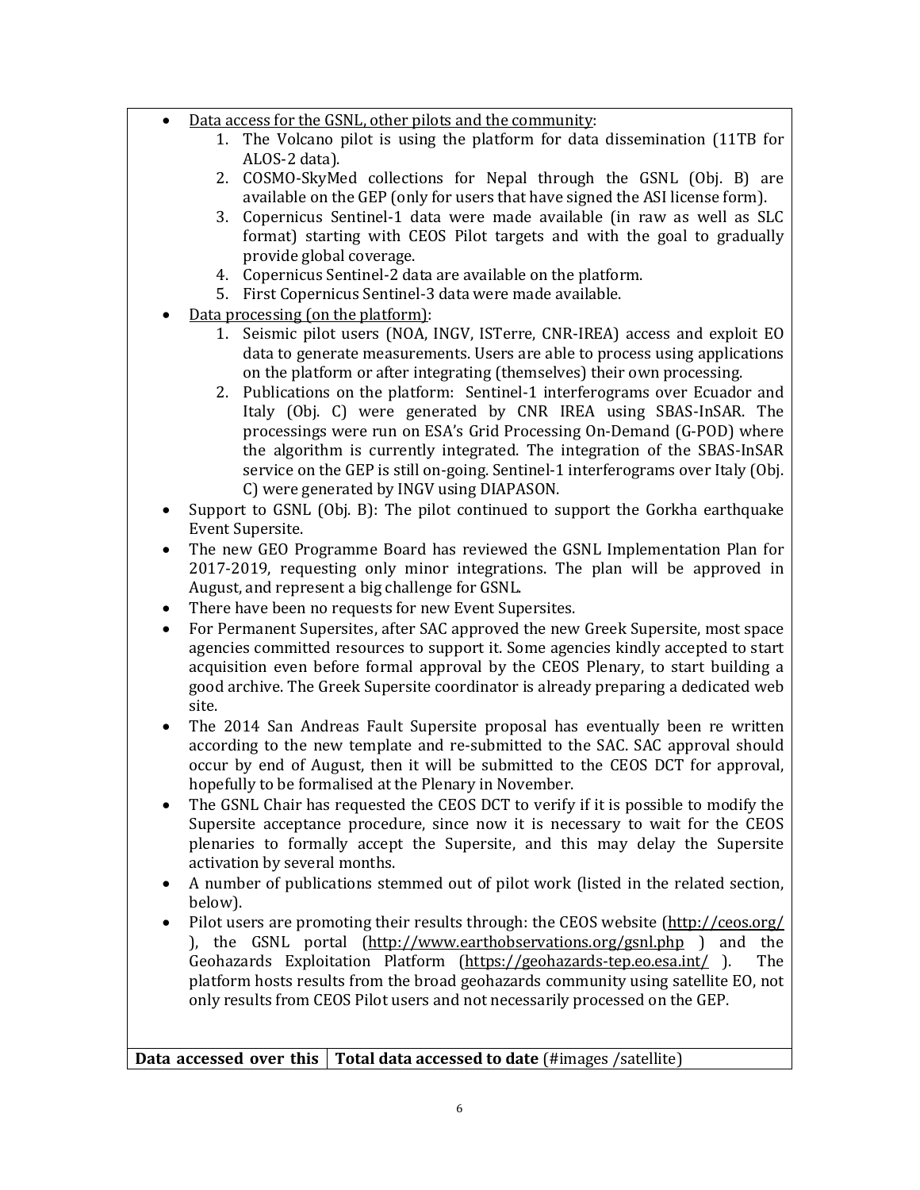- Data access for the GSNL, other pilots and the community:
    1. The Volcano pilot is using the platform for data dissemination (11TB for ALOS-2 data).
    2. COSMO-SkyMed collections for Nepal through the GSNL (Obj. B) are available on the GEP (only for users that have signed the ASI license form).
    3. Copernicus Sentinel-1 data were made available (in raw as well as SLC format) starting with CEOS Pilot targets and with the goal to gradually provide global coverage.
    4. Copernicus Sentinel-2 data are available on the platform.
    5. First Copernicus Sentinel-3 data were made available.
- Data processing (on the platform):
    1. Seismic pilot users (NOA, INGV, ISTerre, CNR-IREA) access and exploit EO data to generate measurements. Users are able to process using applications on the platform or after integrating (themselves) their own processing.
    2. Publications on the platform: Sentinel-1 interferograms over Ecuador and Italy (Obj. C) were generated by CNR IREA using SBAS-InSAR. The processings were run on ESA's Grid Processing On-Demand (G-POD) where the algorithm is currently integrated. The integration of the SBAS-InSAR service on the GEP is still on-going. Sentinel-1 interferograms over Italy (Obj. C) were generated by INGV using DIAPASON.
- Support to GSNL (Obj. B): The pilot continued to support the Gorkha earthquake Event Supersite.
- The new GEO Programme Board has reviewed the GSNL Implementation Plan for 2017-2019, requesting only minor integrations. The plan will be approved in August, and represent a big challenge for GSNL.
- There have been no requests for new Event Supersites.
- For Permanent Supersites, after SAC approved the new Greek Supersite, most space agencies committed resources to support it. Some agencies kindly accepted to start acquisition even before formal approval by the CEOS Plenary, to start building a good archive. The Greek Supersite coordinator is already preparing a dedicated web site.
- The 2014 San Andreas Fault Supersite proposal has eventually been re written according to the new template and re-submitted to the SAC. SAC approval should occur by end of August, then it will be submitted to the CEOS DCT for approval, hopefully to be formalised at the Plenary in November.
- The GSNL Chair has requested the CEOS DCT to verify if it is possible to modify the Supersite acceptance procedure, since now it is necessary to wait for the CEOS plenaries to formally accept the Supersite, and this may delay the Supersite activation by several months.
- A number of publications stemmed out of pilot work (listed in the related section, below).
- Pilot users are promoting their results through: the CEOS website (http://ceos.org/ ), the GSNL portal (http://www.earthobservations.org/gsnl.php ) and the Geohazards Exploitation Platform (https://geohazards-tep.eo.esa.int/ ). The platform hosts results from the broad geohazards community using satellite EO, not only results from CEOS Pilot users and not necessarily processed on the GEP.

| **Data accessed over this** | **Total data accessed to date** (#images /satellite) |
|---|---|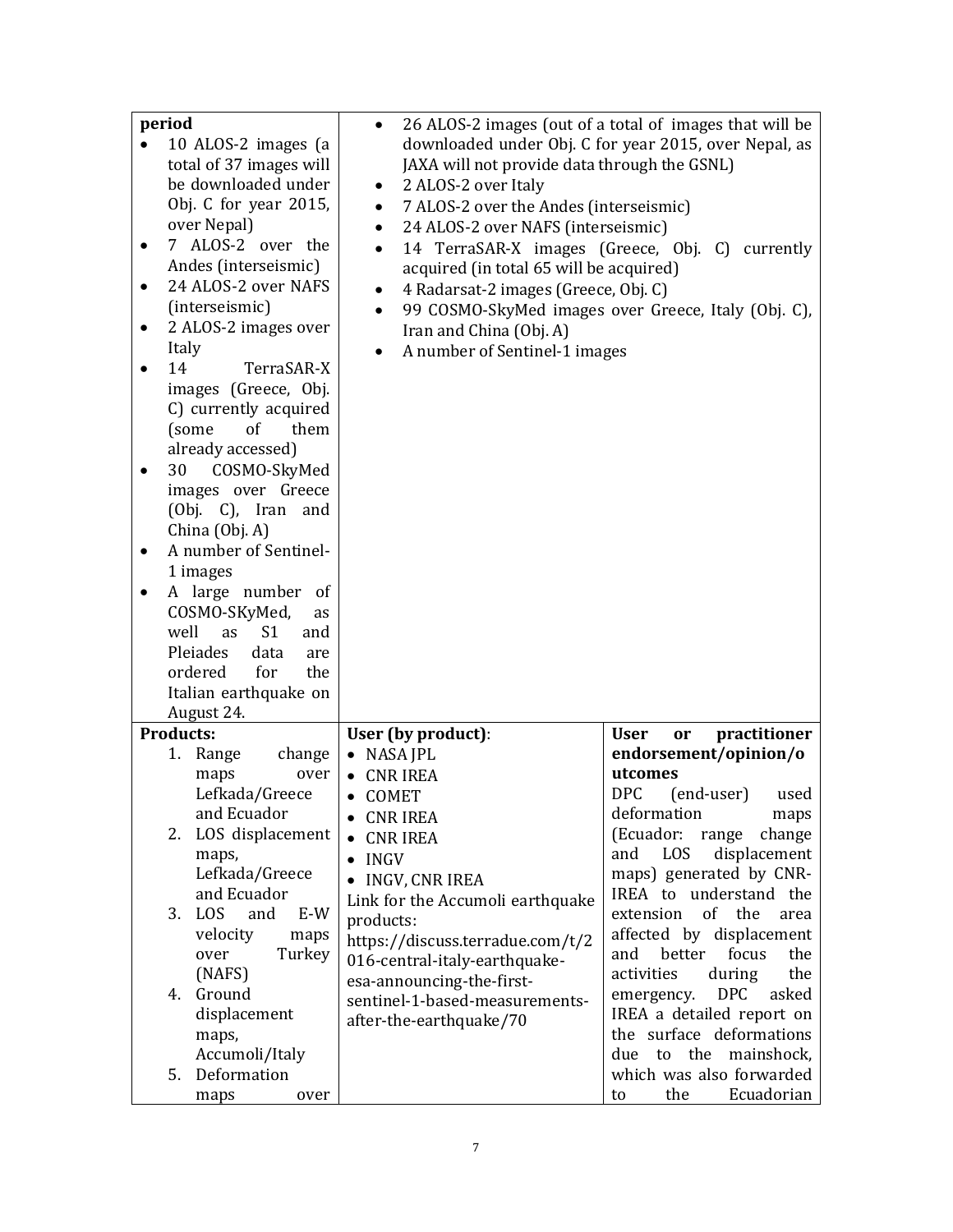| period<br>• 10 ALOS-2 images (a total of 37 images will be downloaded under Obj. C for year 2015, over Nepal)<br>• 7 ALOS-2 over the Andes (interseismic)<br>• 24 ALOS-2 over NAFS (interseismic)<br>• 2 ALOS-2 images over Italy<br>• 14 TerraSAR-X images (Greece, Obj. C) currently acquired (some of them already accessed)<br>• 30 COSMO-SkyMed images over Greece (Obj. C), Iran and China (Obj. A)<br>• A number of Sentinel-1 images<br>• A large number of COSMO-SKyMed, as well as S1 and Pleiades data are ordered for the Italian earthquake on August 24. | • 26 ALOS-2 images (out of a total of images that will be downloaded under Obj. C for year 2015, over Nepal, as JAXA will not provide data through the GSNL)<br>• 2 ALOS-2 over Italy<br>• 7 ALOS-2 over the Andes (interseismic)<br>• 24 ALOS-2 over NAFS (interseismic)<br>• 14 TerraSAR-X images (Greece, Obj. C) currently acquired (in total 65 will be acquired)<br>• 4 Radarsat-2 images (Greece, Obj. C)<br>• 99 COSMO-SkyMed images over Greece, Italy (Obj. C), Iran and China (Obj. A)<br>• A number of Sentinel-1 images | |
|---|---|---|
| **Products:**<br>1. Range change maps over Lefkada/Greece and Ecuador<br>2. LOS displacement maps, Lefkada/Greece and Ecuador<br>3. LOS and E-W velocity maps over Turkey (NAFS)<br>4. Ground displacement maps, Accumoli/Italy<br>5. Deformation maps over | **User (by product)**:<br>• NASA JPL<br>• CNR IREA<br>• COMET<br>• CNR IREA<br>• CNR IREA<br>• INGV<br>• INGV, CNR IREA<br>Link for the Accumoli earthquake products: https://discuss.terradue.com/t/2016-central-italy-earthquake-esa-announcing-the-first-sentinel-1-based-measurements-after-the-earthquake/70 | **User or practitioner endorsement/opinion/outcomes**<br>DPC (end-user) used deformation maps (Ecuador: range change and LOS displacement maps) generated by CNR-IREA to understand the extension of the area affected by displacement and better focus the activities during the emergency. DPC asked IREA a detailed report on the surface deformations due to the mainshock, which was also forwarded to the Ecuadorian |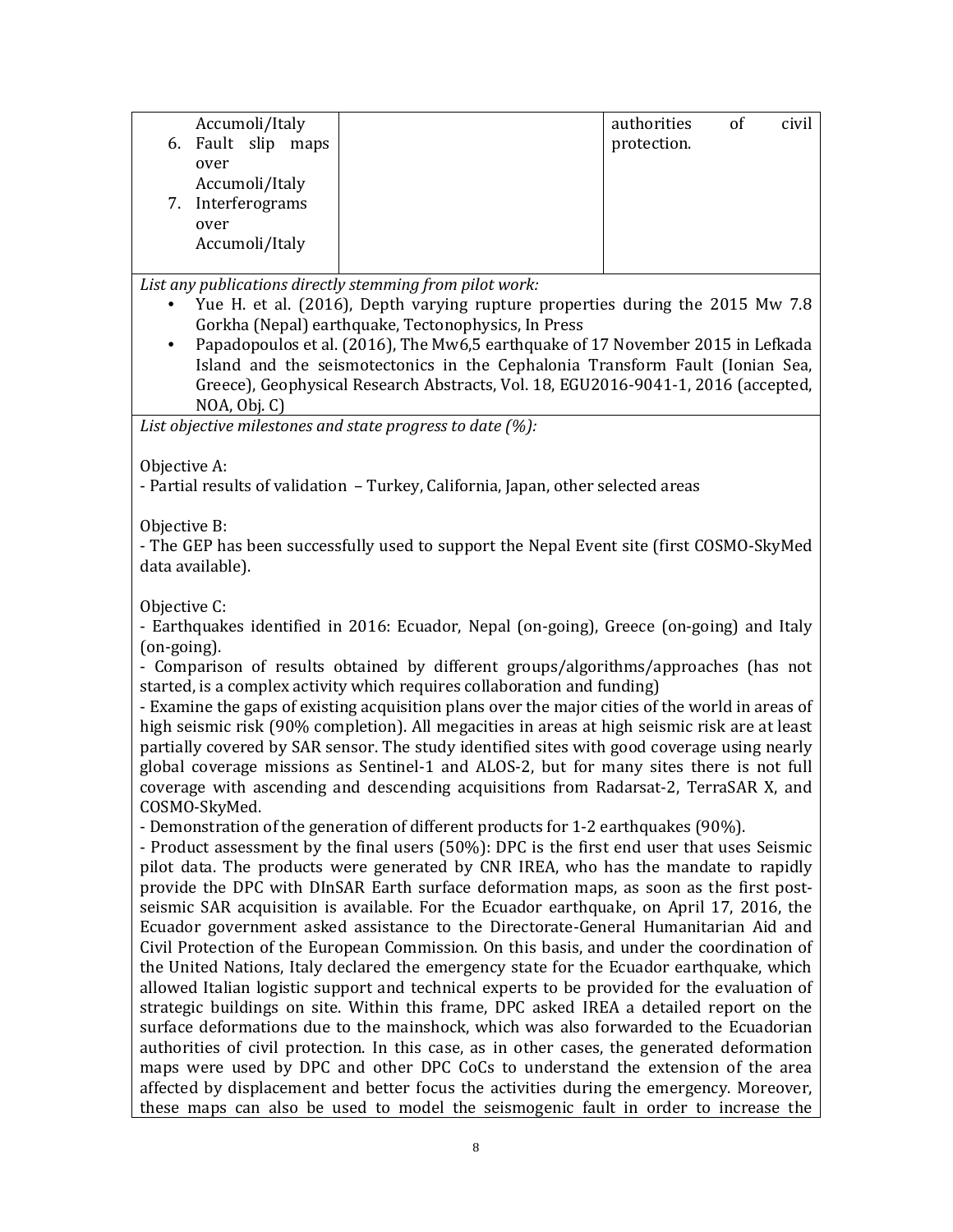| | | |
|---|---|---|
| Accumoli/Italy<br>6. Fault slip maps over Accumoli/Italy<br>7. Interferograms over Accumoli/Italy | | authorities of civil protection. |

*List any publications directly stemming from pilot work:*

- Yue H. et al. (2016), Depth varying rupture properties during the 2015 Mw 7.8 Gorkha (Nepal) earthquake, Tectonophysics, In Press
- Papadopoulos et al. (2016), The Mw6,5 earthquake of 17 November 2015 in Lefkada Island and the seismotectonics in the Cephalonia Transform Fault (Ionian Sea, Greece), Geophysical Research Abstracts, Vol. 18, EGU2016-9041-1, 2016 (accepted, NOA, Obj. C)

*List objective milestones and state progress to date (%):*

Objective A:
- Partial results of validation – Turkey, California, Japan, other selected areas

Objective B:
- The GEP has been successfully used to support the Nepal Event site (first COSMO-SkyMed data available).

Objective C:
- Earthquakes identified in 2016: Ecuador, Nepal (on-going), Greece (on-going) and Italy (on-going).
- Comparison of results obtained by different groups/algorithms/approaches (has not started, is a complex activity which requires collaboration and funding)
- Examine the gaps of existing acquisition plans over the major cities of the world in areas of high seismic risk (90% completion). All megacities in areas at high seismic risk are at least partially covered by SAR sensor. The study identified sites with good coverage using nearly global coverage missions as Sentinel-1 and ALOS-2, but for many sites there is not full coverage with ascending and descending acquisitions from Radarsat-2, TerraSAR X, and COSMO-SkyMed.
- Demonstration of the generation of different products for 1-2 earthquakes (90%).
- Product assessment by the final users (50%): DPC is the first end user that uses Seismic pilot data. The products were generated by CNR IREA, who has the mandate to rapidly provide the DPC with DInSAR Earth surface deformation maps, as soon as the first post-seismic SAR acquisition is available. For the Ecuador earthquake, on April 17, 2016, the Ecuador government asked assistance to the Directorate-General Humanitarian Aid and Civil Protection of the European Commission. On this basis, and under the coordination of the United Nations, Italy declared the emergency state for the Ecuador earthquake, which allowed Italian logistic support and technical experts to be provided for the evaluation of strategic buildings on site. Within this frame, DPC asked IREA a detailed report on the surface deformations due to the mainshock, which was also forwarded to the Ecuadorian authorities of civil protection. In this case, as in other cases, the generated deformation maps were used by DPC and other DPC CoCs to understand the extension of the area affected by displacement and better focus the activities during the emergency. Moreover, these maps can also be used to model the seismogenic fault in order to increase the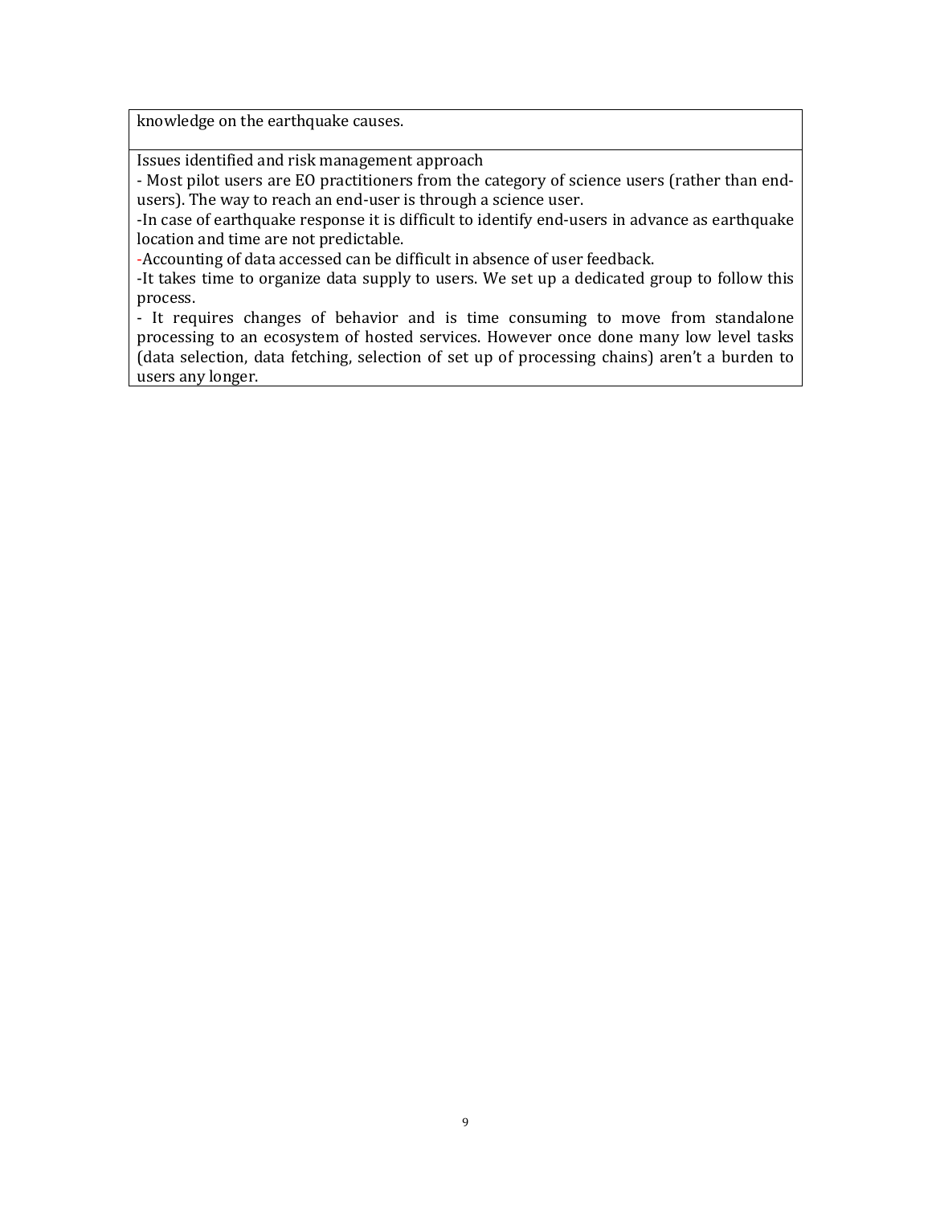| |
|---|
| knowledge on the earthquake causes. |
| Issues identified and risk management approach<br>- Most pilot users are EO practitioners from the category of science users (rather than end-users). The way to reach an end-user is through a science user.<br>-In case of earthquake response it is difficult to identify end-users in advance as earthquake location and time are not predictable.<br>-Accounting of data accessed can be difficult in absence of user feedback.<br>-It takes time to organize data supply to users. We set up a dedicated group to follow this process.<br>- It requires changes of behavior and is time consuming to move from standalone processing to an ecosystem of hosted services. However once done many low level tasks (data selection, data fetching, selection of set up of processing chains) aren't a burden to users any longer. |